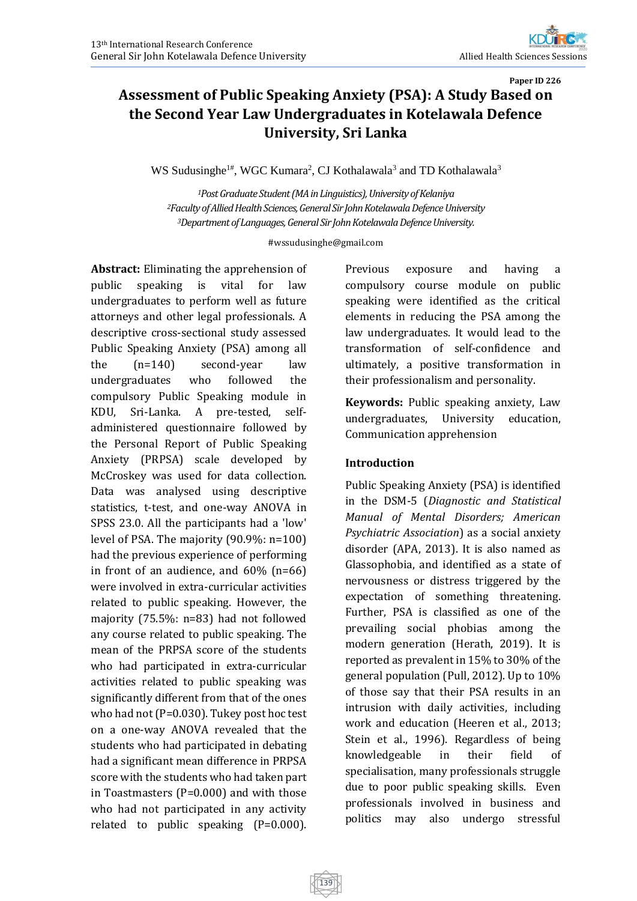Paper ID 226

# Assessment of Public Speaking Anxiety (PSA): A Study Based on the Second Year Law Undergraduates in Kotelawala Defence University, Sri Lanka

WS Sudusinghe[1#], WGC Kumara[2], CJ Kothalawala[3] and TD Kothalawala[3]

[1]*Post Graduate Student (MA in Linguistics), University of Kelaniya*
[2]*Faculty of Allied Health Sciences, General Sir John Kotelawala Defence University*
[3]*Department of Languages, General Sir John Kotelawala Defence University.*

#wssudusinghe@gmail.com

**Abstract:** Eliminating the apprehension of public speaking is vital for law undergraduates to perform well as future attorneys and other legal professionals. A descriptive cross-sectional study assessed Public Speaking Anxiety (PSA) among all the (n=140) second-year law undergraduates who followed the compulsory Public Speaking module in KDU, Sri-Lanka. A pre-tested, self-administered questionnaire followed by the Personal Report of Public Speaking Anxiety (PRPSA) scale developed by McCroskey was used for data collection. Data was analysed using descriptive statistics, t-test, and one-way ANOVA in SPSS 23.0. All the participants had a 'low' level of PSA. The majority (90.9%: n=100) had the previous experience of performing in front of an audience, and 60% (n=66) were involved in extra-curricular activities related to public speaking. However, the majority (75.5%: n=83) had not followed any course related to public speaking. The mean of the PRPSA score of the students who had participated in extra-curricular activities related to public speaking was significantly different from that of the ones who had not (P=0.030). Tukey post hoc test on a one-way ANOVA revealed that the students who had participated in debating had a significant mean difference in PRPSA score with the students who had taken part in Toastmasters (P=0.000) and with those who had not participated in any activity related to public speaking (P=0.000). Previous exposure and having a compulsory course module on public speaking were identified as the critical elements in reducing the PSA among the law undergraduates. It would lead to the transformation of self-confidence and ultimately, a positive transformation in their professionalism and personality.

**Keywords:** Public speaking anxiety, Law undergraduates, University education, Communication apprehension

## Introduction

Public Speaking Anxiety (PSA) is identified in the DSM-5 (*Diagnostic and Statistical Manual of Mental Disorders; American Psychiatric Association*) as a social anxiety disorder (APA, 2013). It is also named as Glassophobia, and identified as a state of nervousness or distress triggered by the expectation of something threatening. Further, PSA is classified as one of the prevailing social phobias among the modern generation (Herath, 2019). It is reported as prevalent in 15% to 30% of the general population (Pull, 2012). Up to 10% of those say that their PSA results in an intrusion with daily activities, including work and education (Heeren et al., 2013; Stein et al., 1996). Regardless of being knowledgeable in their field of specialisation, many professionals struggle due to poor public speaking skills. Even professionals involved in business and politics may also undergo stressful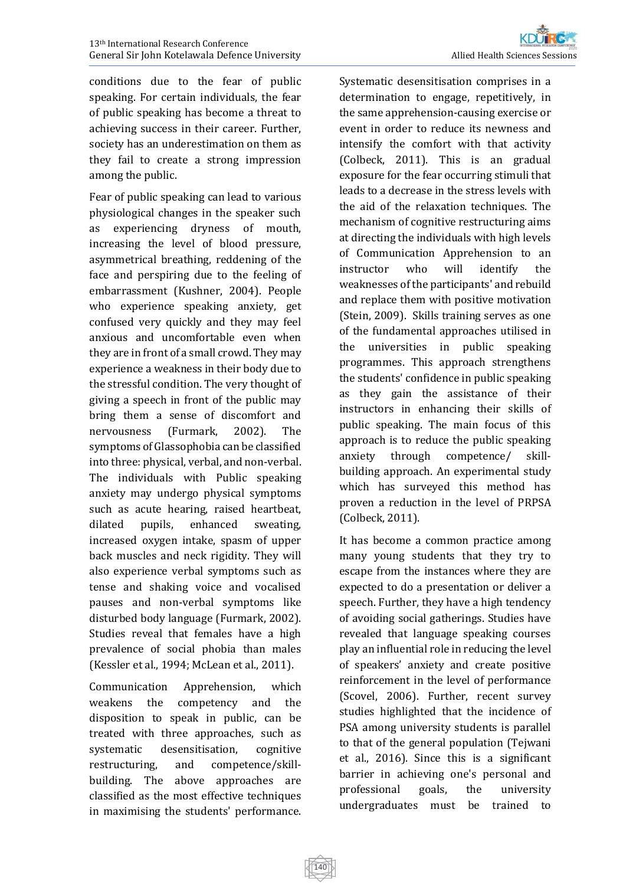conditions due to the fear of public speaking. For certain individuals, the fear of public speaking has become a threat to achieving success in their career. Further, society has an underestimation on them as they fail to create a strong impression among the public.

Fear of public speaking can lead to various physiological changes in the speaker such as experiencing dryness of mouth, increasing the level of blood pressure, asymmetrical breathing, reddening of the face and perspiring due to the feeling of embarrassment (Kushner, 2004). People who experience speaking anxiety, get confused very quickly and they may feel anxious and uncomfortable even when they are in front of a small crowd. They may experience a weakness in their body due to the stressful condition. The very thought of giving a speech in front of the public may bring them a sense of discomfort and nervousness (Furmark, 2002). The symptoms of Glassophobia can be classified into three: physical, verbal, and non-verbal. The individuals with Public speaking anxiety may undergo physical symptoms such as acute hearing, raised heartbeat, dilated pupils, enhanced sweating, increased oxygen intake, spasm of upper back muscles and neck rigidity. They will also experience verbal symptoms such as tense and shaking voice and vocalised pauses and non-verbal symptoms like disturbed body language (Furmark, 2002). Studies reveal that females have a high prevalence of social phobia than males (Kessler et al., 1994; McLean et al., 2011).

Communication Apprehension, which weakens the competency and the disposition to speak in public, can be treated with three approaches, such as systematic desensitisation, cognitive restructuring, and competence/skill-building. The above approaches are classified as the most effective techniques in maximising the students' performance. Systematic desensitisation comprises in a determination to engage, repetitively, in the same apprehension-causing exercise or event in order to reduce its newness and intensify the comfort with that activity (Colbeck, 2011). This is an gradual exposure for the fear occurring stimuli that leads to a decrease in the stress levels with the aid of the relaxation techniques. The mechanism of cognitive restructuring aims at directing the individuals with high levels of Communication Apprehension to an instructor who will identify the weaknesses of the participants' and rebuild and replace them with positive motivation (Stein, 2009). Skills training serves as one of the fundamental approaches utilised in the universities in public speaking programmes. This approach strengthens the students' confidence in public speaking as they gain the assistance of their instructors in enhancing their skills of public speaking. The main focus of this approach is to reduce the public speaking anxiety through competence/ skill-building approach. An experimental study which has surveyed this method has proven a reduction in the level of PRPSA (Colbeck, 2011).

It has become a common practice among many young students that they try to escape from the instances where they are expected to do a presentation or deliver a speech. Further, they have a high tendency of avoiding social gatherings. Studies have revealed that language speaking courses play an influential role in reducing the level of speakers' anxiety and create positive reinforcement in the level of performance (Scovel, 2006). Further, recent survey studies highlighted that the incidence of PSA among university students is parallel to that of the general population (Tejwani et al., 2016). Since this is a significant barrier in achieving one's personal and professional goals, the university undergraduates must be trained to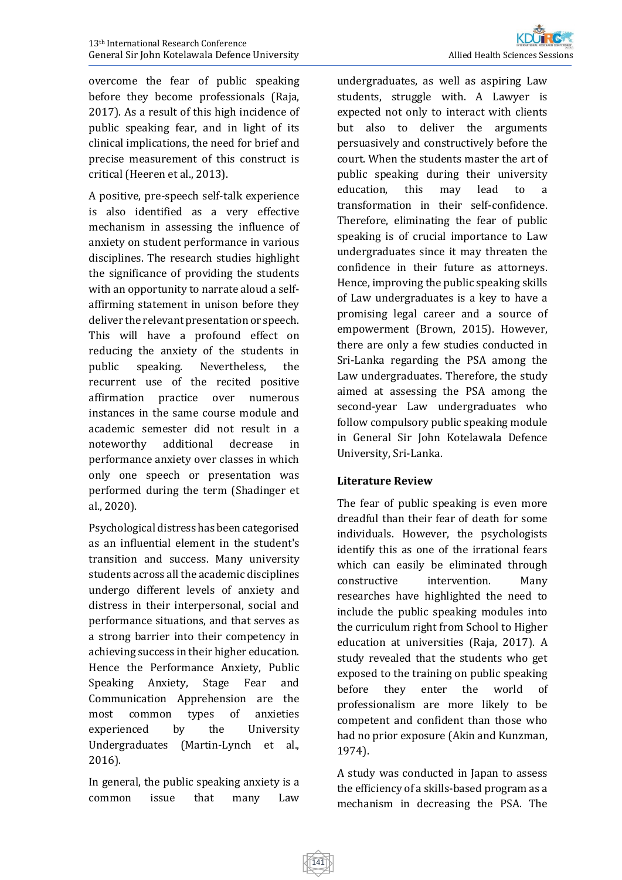overcome the fear of public speaking before they become professionals (Raja, 2017). As a result of this high incidence of public speaking fear, and in light of its clinical implications, the need for brief and precise measurement of this construct is critical (Heeren et al., 2013).

A positive, pre-speech self-talk experience is also identified as a very effective mechanism in assessing the influence of anxiety on student performance in various disciplines. The research studies highlight the significance of providing the students with an opportunity to narrate aloud a self-affirming statement in unison before they deliver the relevant presentation or speech. This will have a profound effect on reducing the anxiety of the students in public speaking. Nevertheless, the recurrent use of the recited positive affirmation practice over numerous instances in the same course module and academic semester did not result in a noteworthy additional decrease in performance anxiety over classes in which only one speech or presentation was performed during the term (Shadinger et al., 2020).

Psychological distress has been categorised as an influential element in the student's transition and success. Many university students across all the academic disciplines undergo different levels of anxiety and distress in their interpersonal, social and performance situations, and that serves as a strong barrier into their competency in achieving success in their higher education. Hence the Performance Anxiety, Public Speaking Anxiety, Stage Fear and Communication Apprehension are the most common types of anxieties experienced by the University Undergraduates (Martin-Lynch et al., 2016).

In general, the public speaking anxiety is a common issue that many Law undergraduates, as well as aspiring Law students, struggle with. A Lawyer is expected not only to interact with clients but also to deliver the arguments persuasively and constructively before the court. When the students master the art of public speaking during their university education, this may lead to a transformation in their self-confidence. Therefore, eliminating the fear of public speaking is of crucial importance to Law undergraduates since it may threaten the confidence in their future as attorneys. Hence, improving the public speaking skills of Law undergraduates is a key to have a promising legal career and a source of empowerment (Brown, 2015). However, there are only a few studies conducted in Sri-Lanka regarding the PSA among the Law undergraduates. Therefore, the study aimed at assessing the PSA among the second-year Law undergraduates who follow compulsory public speaking module in General Sir John Kotelawala Defence University, Sri-Lanka.

## Literature Review

The fear of public speaking is even more dreadful than their fear of death for some individuals. However, the psychologists identify this as one of the irrational fears which can easily be eliminated through constructive intervention. Many researches have highlighted the need to include the public speaking modules into the curriculum right from School to Higher education at universities (Raja, 2017). A study revealed that the students who get exposed to the training on public speaking before they enter the world of professionalism are more likely to be competent and confident than those who had no prior exposure (Akin and Kunzman, 1974).

A study was conducted in Japan to assess the efficiency of a skills-based program as a mechanism in decreasing the PSA. The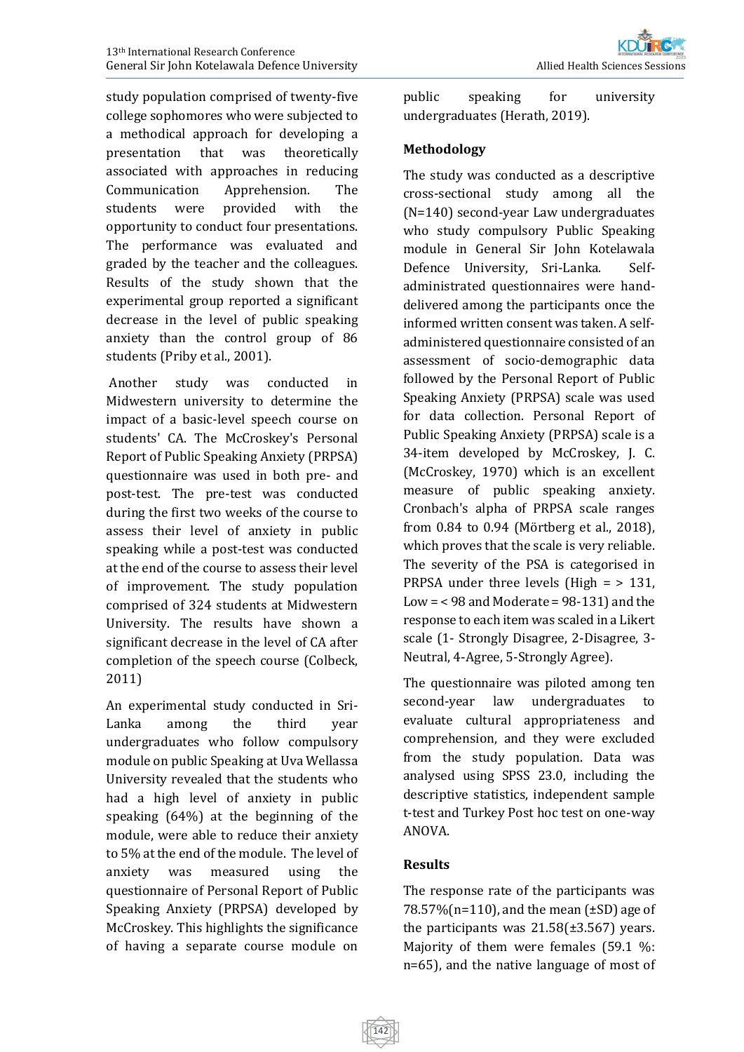study population comprised of twenty-five college sophomores who were subjected to a methodical approach for developing a presentation that was theoretically associated with approaches in reducing Communication Apprehension. The students were provided with the opportunity to conduct four presentations. The performance was evaluated and graded by the teacher and the colleagues. Results of the study shown that the experimental group reported a significant decrease in the level of public speaking anxiety than the control group of 86 students (Priby et al., 2001).

Another study was conducted in Midwestern university to determine the impact of a basic-level speech course on students' CA. The McCroskey's Personal Report of Public Speaking Anxiety (PRPSA) questionnaire was used in both pre- and post-test. The pre-test was conducted during the first two weeks of the course to assess their level of anxiety in public speaking while a post-test was conducted at the end of the course to assess their level of improvement. The study population comprised of 324 students at Midwestern University. The results have shown a significant decrease in the level of CA after completion of the speech course (Colbeck, 2011)

An experimental study conducted in Sri-Lanka among the third year undergraduates who follow compulsory module on public Speaking at Uva Wellassa University revealed that the students who had a high level of anxiety in public speaking (64%) at the beginning of the module, were able to reduce their anxiety to 5% at the end of the module. The level of anxiety was measured using the questionnaire of Personal Report of Public Speaking Anxiety (PRPSA) developed by McCroskey. This highlights the significance of having a separate course module on public speaking for university undergraduates (Herath, 2019).

## Methodology

The study was conducted as a descriptive cross-sectional study among all the (N=140) second-year Law undergraduates who study compulsory Public Speaking module in General Sir John Kotelawala Defence University, Sri-Lanka. Self-administrated questionnaires were hand-delivered among the participants once the informed written consent was taken. A self-administered questionnaire consisted of an assessment of socio-demographic data followed by the Personal Report of Public Speaking Anxiety (PRPSA) scale was used for data collection. Personal Report of Public Speaking Anxiety (PRPSA) scale is a 34-item developed by McCroskey, J. C. (McCroskey, 1970) which is an excellent measure of public speaking anxiety. Cronbach's alpha of PRPSA scale ranges from 0.84 to 0.94 (Mörtberg et al., 2018), which proves that the scale is very reliable. The severity of the PSA is categorised in PRPSA under three levels (High = > 131, Low = < 98 and Moderate = 98-131) and the response to each item was scaled in a Likert scale (1- Strongly Disagree, 2-Disagree, 3-Neutral, 4-Agree, 5-Strongly Agree).

The questionnaire was piloted among ten second-year law undergraduates to evaluate cultural appropriateness and comprehension, and they were excluded from the study population. Data was analysed using SPSS 23.0, including the descriptive statistics, independent sample t-test and Turkey Post hoc test on one-way ANOVA.

## Results

The response rate of the participants was 78.57%(n=110), and the mean (±SD) age of the participants was 21.58(±3.567) years. Majority of them were females (59.1 %: n=65), and the native language of most of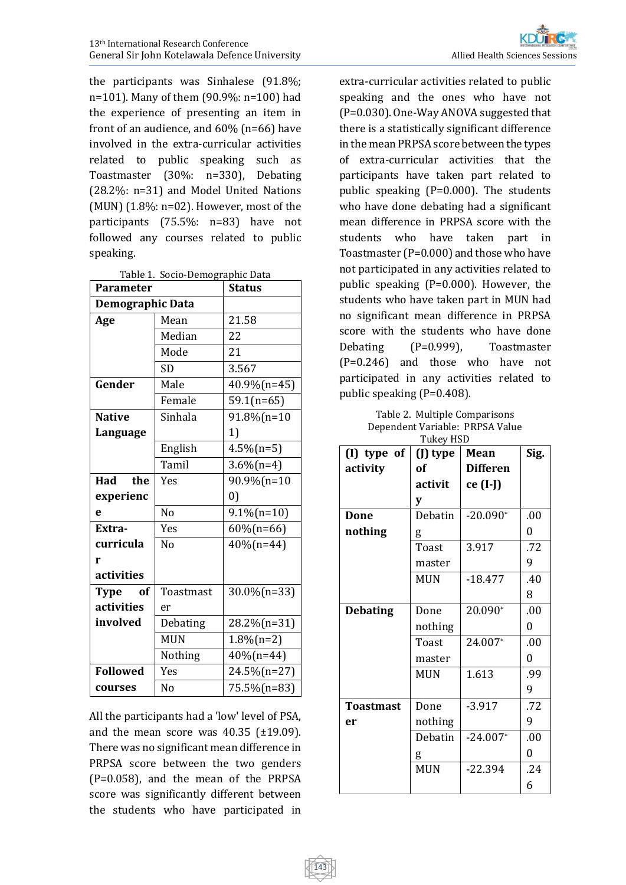the participants was Sinhalese (91.8%; n=101). Many of them (90.9%: n=100) had the experience of presenting an item in front of an audience, and 60% (n=66) have involved in the extra-curricular activities related to public speaking such as Toastmaster (30%: n=330), Debating (28.2%: n=31) and Model United Nations (MUN) (1.8%: n=02). However, most of the participants (75.5%: n=83) have not followed any courses related to public speaking.

Table 1. Socio-Demographic Data

| Parameter | | Status |
|---|---|---|
| **Demographic Data** | | |
| **Age** | Mean | 21.58 |
| | Median | 22 |
| | Mode | 21 |
| | SD | 3.567 |
| **Gender** | Male | 40.9%(n=45) |
| | Female | 59.1(n=65) |
| **Native Language** | Sinhala | 91.8%(n=101) |
| | English | 4.5%(n=5) |
| | Tamil | 3.6%(n=4) |
| **Had the experience** | Yes | 90.9%(n=100) |
| | No | 9.1%(n=10) |
| **Extra-curricular activities** | Yes | 60%(n=66) |
| | No | 40%(n=44) |
| **Type of activities involved** | Toastmaster | 30.0%(n=33) |
| | Debating | 28.2%(n=31) |
| | MUN | 1.8%(n=2) |
| | Nothing | 40%(n=44) |
| **Followed courses** | Yes | 24.5%(n=27) |
| | No | 75.5%(n=83) |

All the participants had a 'low' level of PSA, and the mean score was 40.35 (±19.09). There was no significant mean difference in PRPSA score between the two genders (P=0.058), and the mean of the PRPSA score was significantly different between the students who have participated in extra-curricular activities related to public speaking and the ones who have not (P=0.030). One-Way ANOVA suggested that there is a statistically significant difference in the mean PRPSA score between the types of extra-curricular activities that the participants have taken part related to public speaking (P=0.000). The students who have done debating had a significant mean difference in PRPSA score with the students who have taken part in Toastmaster (P=0.000) and those who have not participated in any activities related to public speaking (P=0.000). However, the students who have taken part in MUN had no significant mean difference in PRPSA score with the students who have done Debating (P=0.999), Toastmaster (P=0.246) and those who have not participated in any activities related to public speaking (P=0.408).

Table 2. Multiple Comparisons
Dependent Variable: PRPSA Value
Tukey HSD

| (I) type of activity | (J) type of activity | Mean Difference (I-J) | Sig. |
|---|---|---|---|
| **Done nothing** | Debating | -20.090* | .000 |
| | Toast master | 3.917 | .729 |
| | MUN | -18.477 | .408 |
| **Debating** | Done nothing | 20.090* | .000 |
| | Toast master | 24.007* | .000 |
| | MUN | 1.613 | .999 |
| **Toastmaster** | Done nothing | -3.917 | .729 |
| | Debating | -24.007* | .000 |
| | MUN | -22.394 | .246 |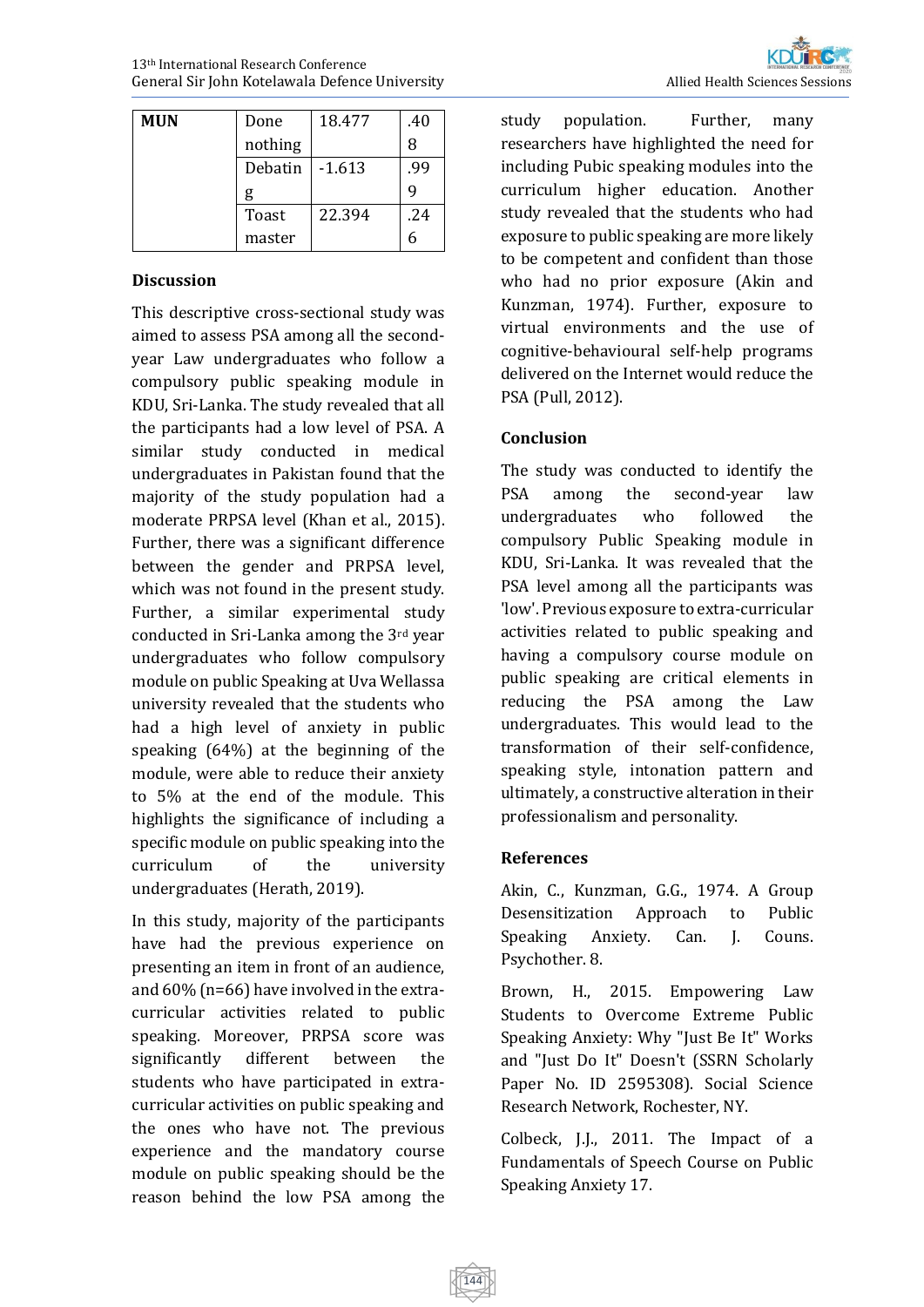| MUN | Done nothing | 18.477 | .408 |
|---|---|---|---|
| | Debating | -1.613 | .999 |
| | Toast master | 22.394 | .246 |

## Discussion

This descriptive cross-sectional study was aimed to assess PSA among all the second-year Law undergraduates who follow a compulsory public speaking module in KDU, Sri-Lanka. The study revealed that all the participants had a low level of PSA. A similar study conducted in medical undergraduates in Pakistan found that the majority of the study population had a moderate PRPSA level (Khan et al., 2015). Further, there was a significant difference between the gender and PRPSA level, which was not found in the present study. Further, a similar experimental study conducted in Sri-Lanka among the 3rd year undergraduates who follow compulsory module on public Speaking at Uva Wellassa university revealed that the students who had a high level of anxiety in public speaking (64%) at the beginning of the module, were able to reduce their anxiety to 5% at the end of the module. This highlights the significance of including a specific module on public speaking into the curriculum of the university undergraduates (Herath, 2019).

In this study, majority of the participants have had the previous experience on presenting an item in front of an audience, and 60% (n=66) have involved in the extra-curricular activities related to public speaking. Moreover, PRPSA score was significantly different between the students who have participated in extra-curricular activities on public speaking and the ones who have not. The previous experience and the mandatory course module on public speaking should be the reason behind the low PSA among the study population. Further, many researchers have highlighted the need for including Pubic speaking modules into the curriculum higher education. Another study revealed that the students who had exposure to public speaking are more likely to be competent and confident than those who had no prior exposure (Akin and Kunzman, 1974). Further, exposure to virtual environments and the use of cognitive-behavioural self-help programs delivered on the Internet would reduce the PSA (Pull, 2012).

## Conclusion

The study was conducted to identify the PSA among the second-year law undergraduates who followed the compulsory Public Speaking module in KDU, Sri-Lanka. It was revealed that the PSA level among all the participants was 'low'. Previous exposure to extra-curricular activities related to public speaking and having a compulsory course module on public speaking are critical elements in reducing the PSA among the Law undergraduates. This would lead to the transformation of their self-confidence, speaking style, intonation pattern and ultimately, a constructive alteration in their professionalism and personality.

## References

Akin, C., Kunzman, G.G., 1974. A Group Desensitization Approach to Public Speaking Anxiety. Can. J. Couns. Psychother. 8.

Brown, H., 2015. Empowering Law Students to Overcome Extreme Public Speaking Anxiety: Why "Just Be It" Works and "Just Do It" Doesn't (SSRN Scholarly Paper No. ID 2595308). Social Science Research Network, Rochester, NY.

Colbeck, J.J., 2011. The Impact of a Fundamentals of Speech Course on Public Speaking Anxiety 17.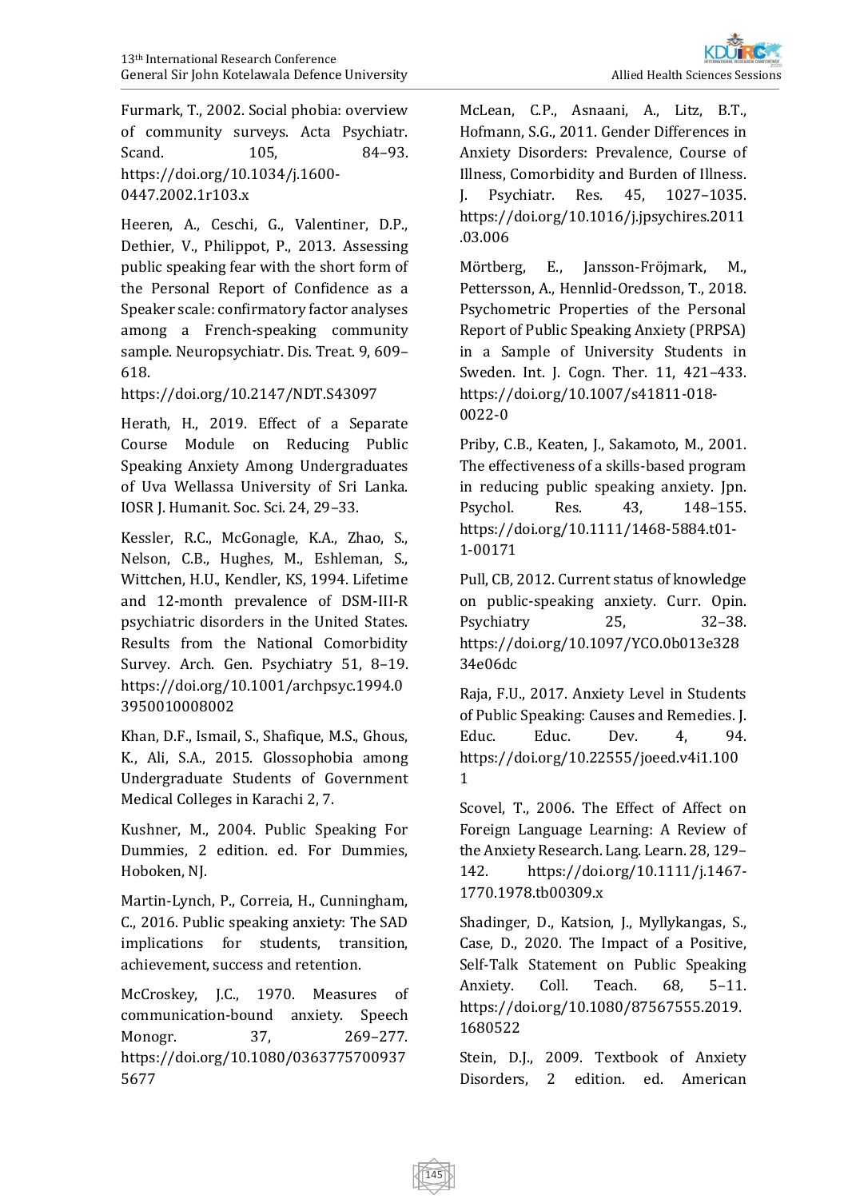Furmark, T., 2002. Social phobia: overview of community surveys. Acta Psychiatr. Scand. 105, 84–93. https://doi.org/10.1034/j.1600-0447.2002.1r103.x

Heeren, A., Ceschi, G., Valentiner, D.P., Dethier, V., Philippot, P., 2013. Assessing public speaking fear with the short form of the Personal Report of Confidence as a Speaker scale: confirmatory factor analyses among a French-speaking community sample. Neuropsychiatr. Dis. Treat. 9, 609–618. https://doi.org/10.2147/NDT.S43097

Herath, H., 2019. Effect of a Separate Course Module on Reducing Public Speaking Anxiety Among Undergraduates of Uva Wellassa University of Sri Lanka. IOSR J. Humanit. Soc. Sci. 24, 29–33.

Kessler, R.C., McGonagle, K.A., Zhao, S., Nelson, C.B., Hughes, M., Eshleman, S., Wittchen, H.U., Kendler, KS, 1994. Lifetime and 12-month prevalence of DSM-III-R psychiatric disorders in the United States. Results from the National Comorbidity Survey. Arch. Gen. Psychiatry 51, 8–19. https://doi.org/10.1001/archpsyc.1994.03950010008002

Khan, D.F., Ismail, S., Shafique, M.S., Ghous, K., Ali, S.A., 2015. Glossophobia among Undergraduate Students of Government Medical Colleges in Karachi 2, 7.

Kushner, M., 2004. Public Speaking For Dummies, 2 edition. ed. For Dummies, Hoboken, NJ.

Martin-Lynch, P., Correia, H., Cunningham, C., 2016. Public speaking anxiety: The SAD implications for students, transition, achievement, success and retention.

McCroskey, J.C., 1970. Measures of communication-bound anxiety. Speech Monogr. 37, 269–277. https://doi.org/10.1080/03637757009375677

McLean, C.P., Asnaani, A., Litz, B.T., Hofmann, S.G., 2011. Gender Differences in Anxiety Disorders: Prevalence, Course of Illness, Comorbidity and Burden of Illness. J. Psychiatr. Res. 45, 1027–1035. https://doi.org/10.1016/j.jpsychires.2011.03.006

Mörtberg, E., Jansson-Fröjmark, M., Pettersson, A., Hennlid-Oredsson, T., 2018. Psychometric Properties of the Personal Report of Public Speaking Anxiety (PRPSA) in a Sample of University Students in Sweden. Int. J. Cogn. Ther. 11, 421–433. https://doi.org/10.1007/s41811-018-0022-0

Priby, C.B., Keaten, J., Sakamoto, M., 2001. The effectiveness of a skills-based program in reducing public speaking anxiety. Jpn. Psychol. Res. 43, 148–155. https://doi.org/10.1111/1468-5884.t01-1-00171

Pull, CB, 2012. Current status of knowledge on public-speaking anxiety. Curr. Opin. Psychiatry 25, 32–38. https://doi.org/10.1097/YCO.0b013e32834e06dc

Raja, F.U., 2017. Anxiety Level in Students of Public Speaking: Causes and Remedies. J. Educ. Educ. Dev. 4, 94. https://doi.org/10.22555/joeed.v4i1.1001

Scovel, T., 2006. The Effect of Affect on Foreign Language Learning: A Review of the Anxiety Research. Lang. Learn. 28, 129–142. https://doi.org/10.1111/j.1467-1770.1978.tb00309.x

Shadinger, D., Katsion, J., Myllykangas, S., Case, D., 2020. The Impact of a Positive, Self-Talk Statement on Public Speaking Anxiety. Coll. Teach. 68, 5–11. https://doi.org/10.1080/87567555.2019.1680522

Stein, D.J., 2009. Textbook of Anxiety Disorders, 2 edition. ed. American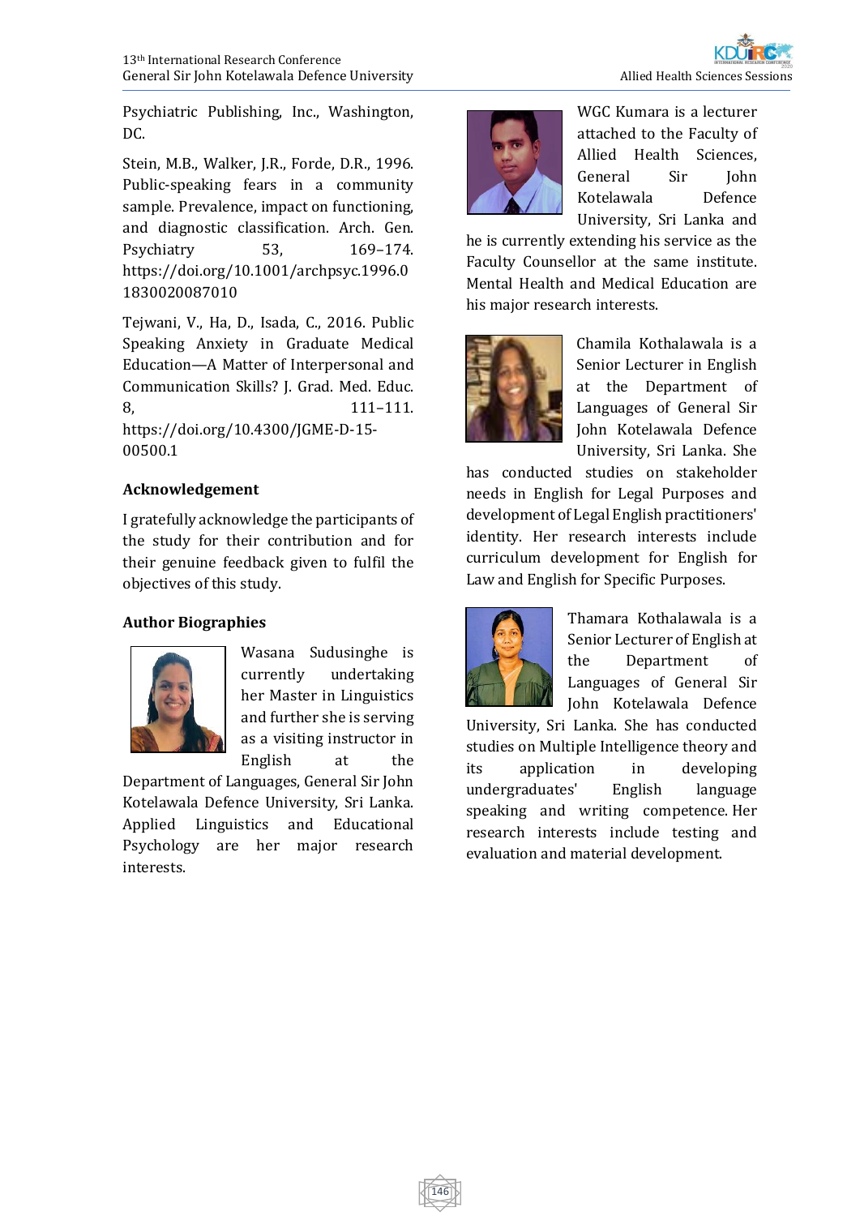Psychiatric Publishing, Inc., Washington, DC.

Stein, M.B., Walker, J.R., Forde, D.R., 1996. Public-speaking fears in a community sample. Prevalence, impact on functioning, and diagnostic classification. Arch. Gen. Psychiatry 53, 169–174. https://doi.org/10.1001/archpsyc.1996.01830020087010

Tejwani, V., Ha, D., Isada, C., 2016. Public Speaking Anxiety in Graduate Medical Education—A Matter of Interpersonal and Communication Skills? J. Grad. Med. Educ. 8, 111–111. https://doi.org/10.4300/JGME-D-15-00500.1

### Acknowledgement

I gratefully acknowledge the participants of the study for their contribution and for their genuine feedback given to fulfil the objectives of this study.

### Author Biographies

Wasana Sudusinghe is currently undertaking her Master in Linguistics and further she is serving as a visiting instructor in English at the Department of Languages, General Sir John Kotelawala Defence University, Sri Lanka. Applied Linguistics and Educational Psychology are her major research interests.

WGC Kumara is a lecturer attached to the Faculty of Allied Health Sciences, General Sir John Kotelawala Defence University, Sri Lanka and he is currently extending his service as the Faculty Counsellor at the same institute. Mental Health and Medical Education are his major research interests.

Chamila Kothalawala is a Senior Lecturer in English at the Department of Languages of General Sir John Kotelawala Defence University, Sri Lanka. She has conducted studies on stakeholder needs in English for Legal Purposes and development of Legal English practitioners' identity. Her research interests include curriculum development for English for Law and English for Specific Purposes.

Thamara Kothalawala is a Senior Lecturer of English at the Department of Languages of General Sir John Kotelawala Defence University, Sri Lanka. She has conducted studies on Multiple Intelligence theory and its application in developing undergraduates' English language speaking and writing competence. Her research interests include testing and evaluation and material development.